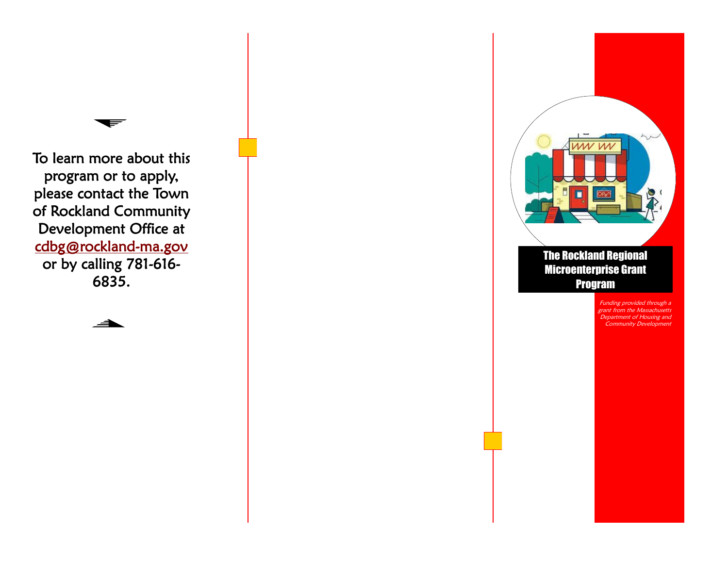To learn more about this program or to apply, please contact the Town of Rockland Community Development Office at cdbg@rockland-ma.gov or by calling 781-616-6835.

# The Rockland Regional Microenterprise Grant Program

*Funding provided through a grant from the Massachusetts Department of Housing and Community Development*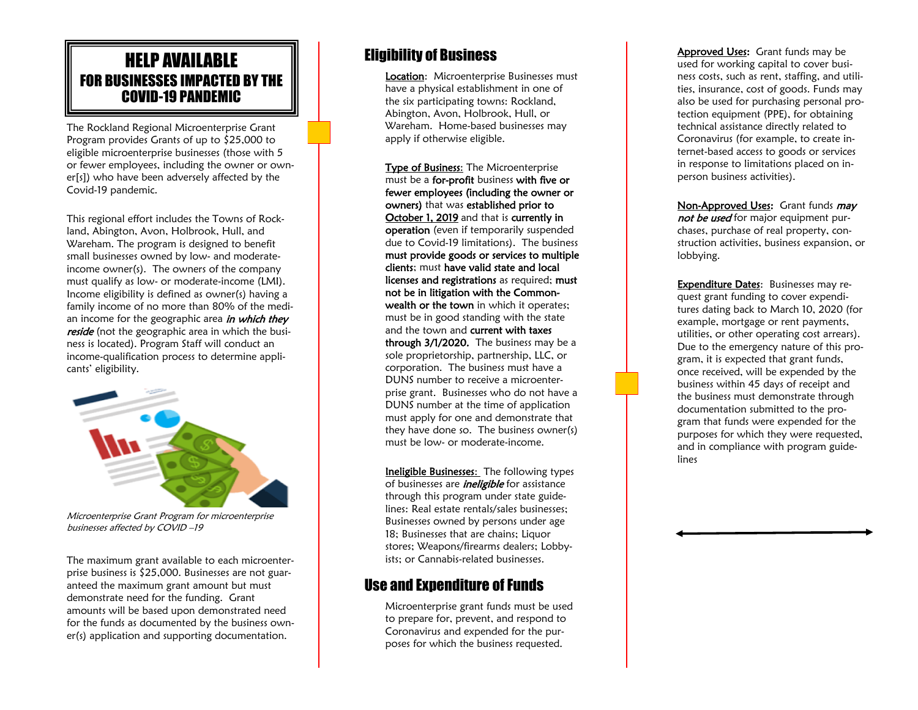# HELP AVAILABLE
## FOR BUSINESSES IMPACTED BY THE COVID-19 PANDEMIC

The Rockland Regional Microenterprise Grant Program provides Grants of up to $25,000 to eligible microenterprise businesses (those with 5 or fewer employees, including the owner or owner[s]) who have been adversely affected by the Covid-19 pandemic.

This regional effort includes the Towns of Rockland, Abington, Avon, Holbrook, Hull, and Wareham. The program is designed to benefit small businesses owned by low- and moderate-income owner(s). The owners of the company must qualify as low- or moderate-income (LMI). Income eligibility is defined as owner(s) having a family income of no more than 80% of the median income for the geographic area *in which they reside* (not the geographic area in which the business is located). Program Staff will conduct an income-qualification process to determine applicants' eligibility.

*Microenterprise Grant Program for microenterprise businesses affected by COVID –19*

The maximum grant available to each microenterprise business is $25,000. Businesses are not guaranteed the maximum grant amount but must demonstrate need for the funding. Grant amounts will be based upon demonstrated need for the funds as documented by the business owner(s) application and supporting documentation.

## Eligibility of Business

Location: Microenterprise Businesses must have a physical establishment in one of the six participating towns: Rockland, Abington, Avon, Holbrook, Hull, or Wareham. Home-based businesses may apply if otherwise eligible.

Type of Business: The Microenterprise must be a **for-profit** business **with five or fewer employees (including the owner or owners)** that was **established prior to October 1, 2019** and that is **currently in operation** (even if temporarily suspended due to Covid-19 limitations). The business **must provide goods or services to multiple clients**; must **have valid state and local licenses and registrations** as required; **must not be in litigation with the Commonwealth or the town** in which it operates; must be in good standing with the state and the town and **current with taxes through 3/1/2020.** The business may be a sole proprietorship, partnership, LLC, or corporation. The business must have a DUNS number to receive a microenterprise grant. Businesses who do not have a DUNS number at the time of application must apply for one and demonstrate that they have done so. The business owner(s) must be low- or moderate-income.

Ineligible Businesses: The following types of businesses are ***ineligible*** for assistance through this program under state guidelines: Real estate rentals/sales businesses; Businesses owned by persons under age 18; Businesses that are chains; Liquor stores; Weapons/firearms dealers; Lobbyists; or Cannabis-related businesses.

## Use and Expenditure of Funds

Microenterprise grant funds must be used to prepare for, prevent, and respond to Coronavirus and expended for the purposes for which the business requested.

**Approved Uses:** Grant funds may be used for working capital to cover business costs, such as rent, staffing, and utilities, insurance, cost of goods. Funds may also be used for purchasing personal protection equipment (PPE), for obtaining technical assistance directly related to Coronavirus (for example, to create internet-based access to goods or services in response to limitations placed on in-person business activities).

**Non-Approved Uses:** Grant funds ***may not be used*** for major equipment purchases, purchase of real property, construction activities, business expansion, or lobbying.

Expenditure Dates: Businesses may request grant funding to cover expenditures dating back to March 10, 2020 (for example, mortgage or rent payments, utilities, or other operating cost arrears). Due to the emergency nature of this program, it is expected that grant funds, once received, will be expended by the business within 45 days of receipt and the business must demonstrate through documentation submitted to the program that funds were expended for the purposes for which they were requested, and in compliance with program guidelines